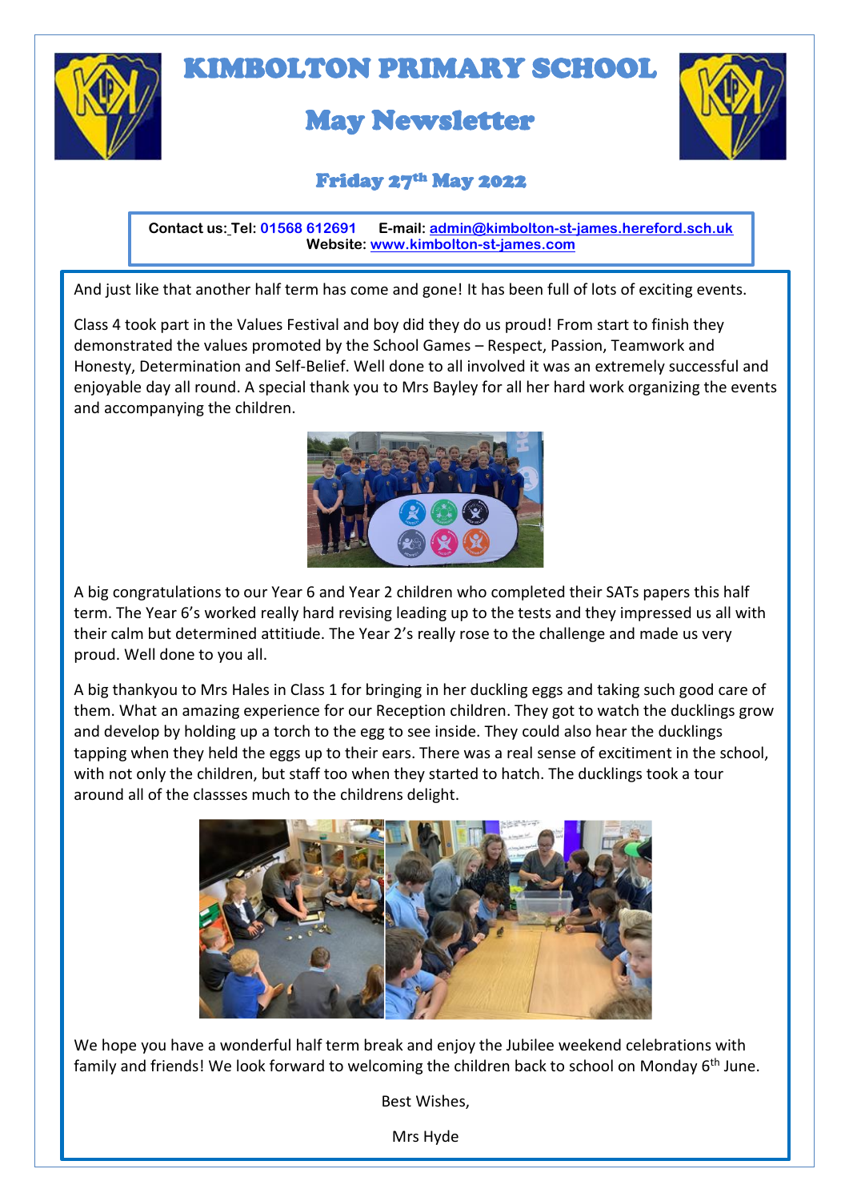# KIMBOLTON PRIMARY SCHOOL

## May Newsletter

### Friday 27th May 2022

**Contact us: Tel:** 01568 612691 **E-mail:** admin@kimbolton-st-james.hereford.sch.uk
**Website:** www.kimbolton-st-james.com

And just like that another half term has come and gone! It has been full of lots of exciting events.

Class 4 took part in the Values Festival and boy did they do us proud! From start to finish they demonstrated the values promoted by the School Games – Respect, Passion, Teamwork and Honesty, Determination and Self-Belief. Well done to all involved it was an extremely successful and enjoyable day all round. A special thank you to Mrs Bayley for all her hard work organizing the events and accompanying the children.

A big congratulations to our Year 6 and Year 2 children who completed their SATs papers this half term. The Year 6's worked really hard revising leading up to the tests and they impressed us all with their calm but determined attitiude. The Year 2's really rose to the challenge and made us very proud. Well done to you all.

A big thankyou to Mrs Hales in Class 1 for bringing in her duckling eggs and taking such good care of them. What an amazing experience for our Reception children. They got to watch the ducklings grow and develop by holding up a torch to the egg to see inside. They could also hear the ducklings tapping when they held the eggs up to their ears. There was a real sense of excitiment in the school, with not only the children, but staff too when they started to hatch. The ducklings took a tour around all of the classses much to the childrens delight.

We hope you have a wonderful half term break and enjoy the Jubilee weekend celebrations with family and friends! We look forward to welcoming the children back to school on Monday 6th June.

Best Wishes,

Mrs Hyde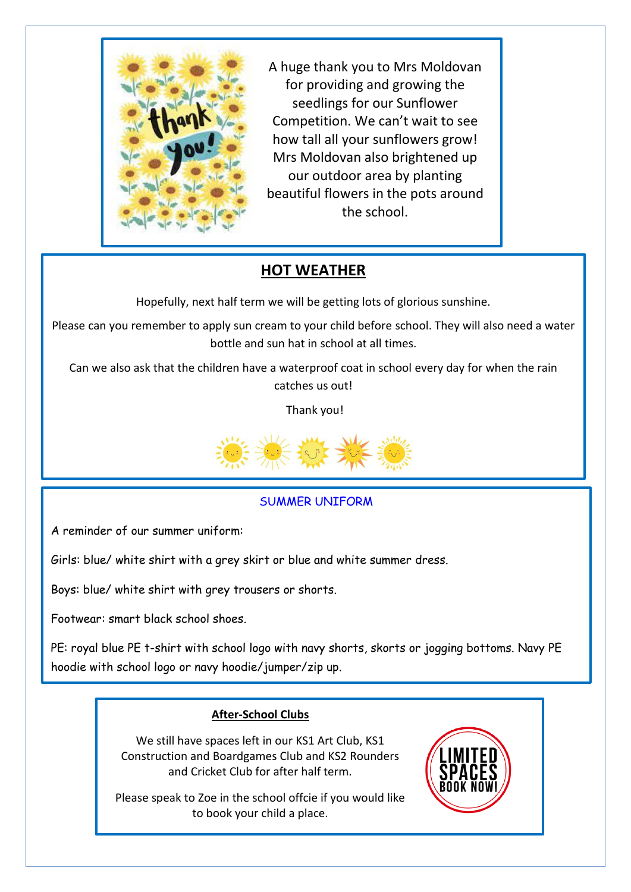A huge thank you to Mrs Moldovan for providing and growing the seedlings for our Sunflower Competition. We can't wait to see how tall all your sunflowers grow! Mrs Moldovan also brightened up our outdoor area by planting beautiful flowers in the pots around the school.

## HOT WEATHER

Hopefully, next half term we will be getting lots of glorious sunshine.

Please can you remember to apply sun cream to your child before school. They will also need a water bottle and sun hat in school at all times.

Can we also ask that the children have a waterproof coat in school every day for when the rain catches us out!

Thank you!

## SUMMER UNIFORM

A reminder of our summer uniform:

Girls: blue/ white shirt with a grey skirt or blue and white summer dress.

Boys: blue/ white shirt with grey trousers or shorts.

Footwear: smart black school shoes.

PE: royal blue PE t-shirt with school logo with navy shorts, skorts or jogging bottoms. Navy PE hoodie with school logo or navy hoodie/jumper/zip up.

## After-School Clubs

We still have spaces left in our KS1 Art Club, KS1 Construction and Boardgames Club and KS2 Rounders and Cricket Club for after half term.

Please speak to Zoe in the school offcie if you would like to book your child a place.

LIMITED SPACES BOOK NOW!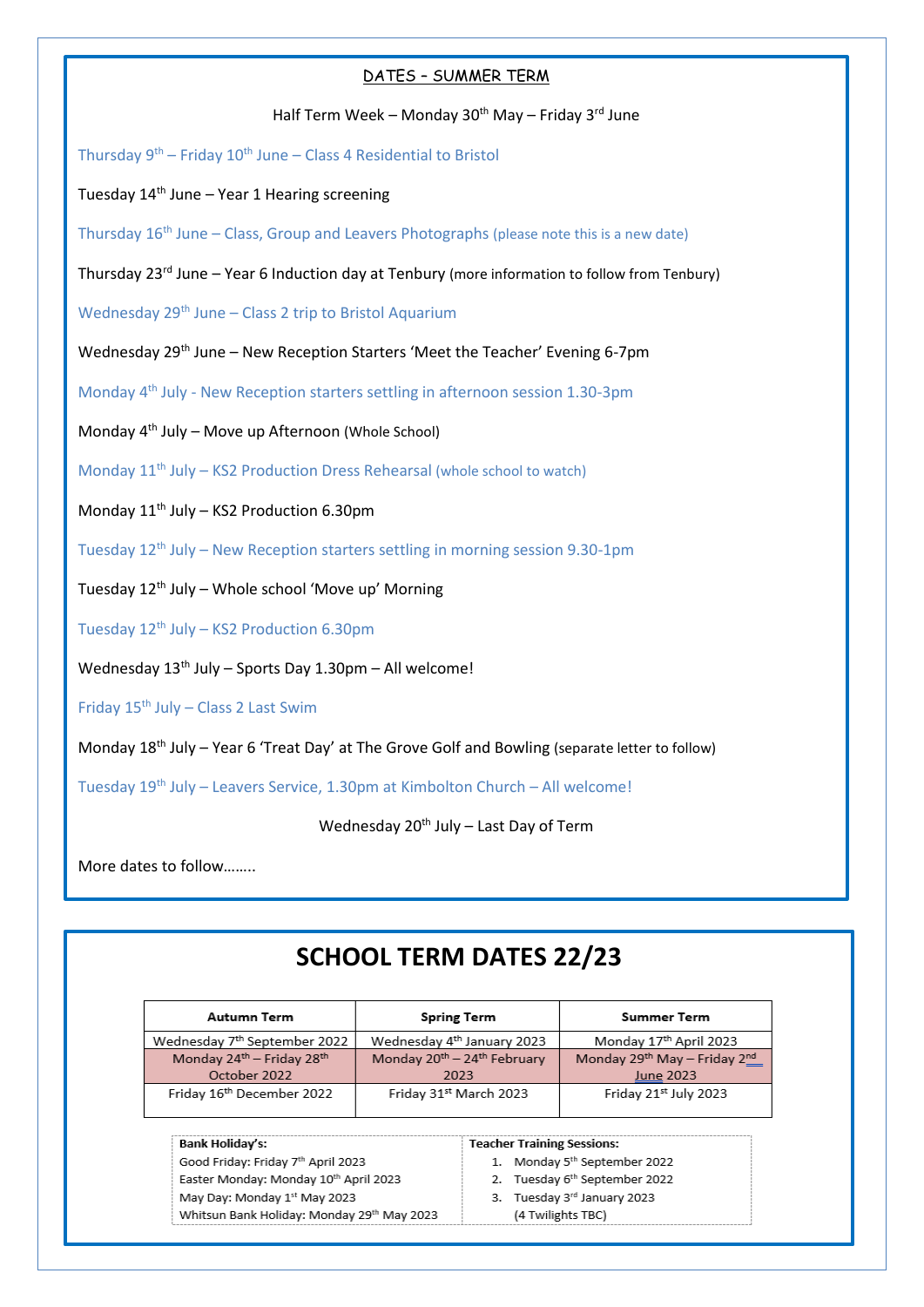## DATES – SUMMER TERM

Half Term Week – Monday 30th May – Friday 3rd June

Thursday 9th – Friday 10th June – Class 4 Residential to Bristol

Tuesday 14th June – Year 1 Hearing screening

Thursday 16th June – Class, Group and Leavers Photographs (please note this is a new date)

Thursday 23rd June – Year 6 Induction day at Tenbury (more information to follow from Tenbury)

Wednesday 29th June – Class 2 trip to Bristol Aquarium

Wednesday 29th June – New Reception Starters 'Meet the Teacher' Evening 6-7pm

Monday 4th July - New Reception starters settling in afternoon session 1.30-3pm

Monday 4th July – Move up Afternoon (Whole School)

Monday 11th July – KS2 Production Dress Rehearsal (whole school to watch)

Monday 11th July – KS2 Production 6.30pm

Tuesday 12th July – New Reception starters settling in morning session 9.30-1pm

Tuesday 12th July – Whole school 'Move up' Morning

Tuesday 12th July – KS2 Production 6.30pm

Wednesday 13th July – Sports Day 1.30pm – All welcome!

Friday 15th July – Class 2 Last Swim

Monday 18th July – Year 6 'Treat Day' at The Grove Golf and Bowling (separate letter to follow)

Tuesday 19th July – Leavers Service, 1.30pm at Kimbolton Church – All welcome!

Wednesday 20th July – Last Day of Term

More dates to follow……..

# SCHOOL TERM DATES 22/23

| Autumn Term | Spring Term | Summer Term |
|---|---|---|
| Wednesday 7th September 2022 | Wednesday 4th January 2023 | Monday 17th April 2023 |
| Monday 24th – Friday 28th October 2022 | Monday 20th – 24th February 2023 | Monday 29th May – Friday 2nd June 2023 |
| Friday 16th December 2022 | Friday 31st March 2023 | Friday 21st July 2023 |

| Bank Holiday's: | Teacher Training Sessions: |
|---|---|
| Good Friday: Friday 7th April 2023 | 1. Monday 5th September 2022 |
| Easter Monday: Monday 10th April 2023 | 2. Tuesday 6th September 2022 |
| May Day: Monday 1st May 2023 | 3. Tuesday 3rd January 2023 |
| Whitsun Bank Holiday: Monday 29th May 2023 | (4 Twilights TBC) |